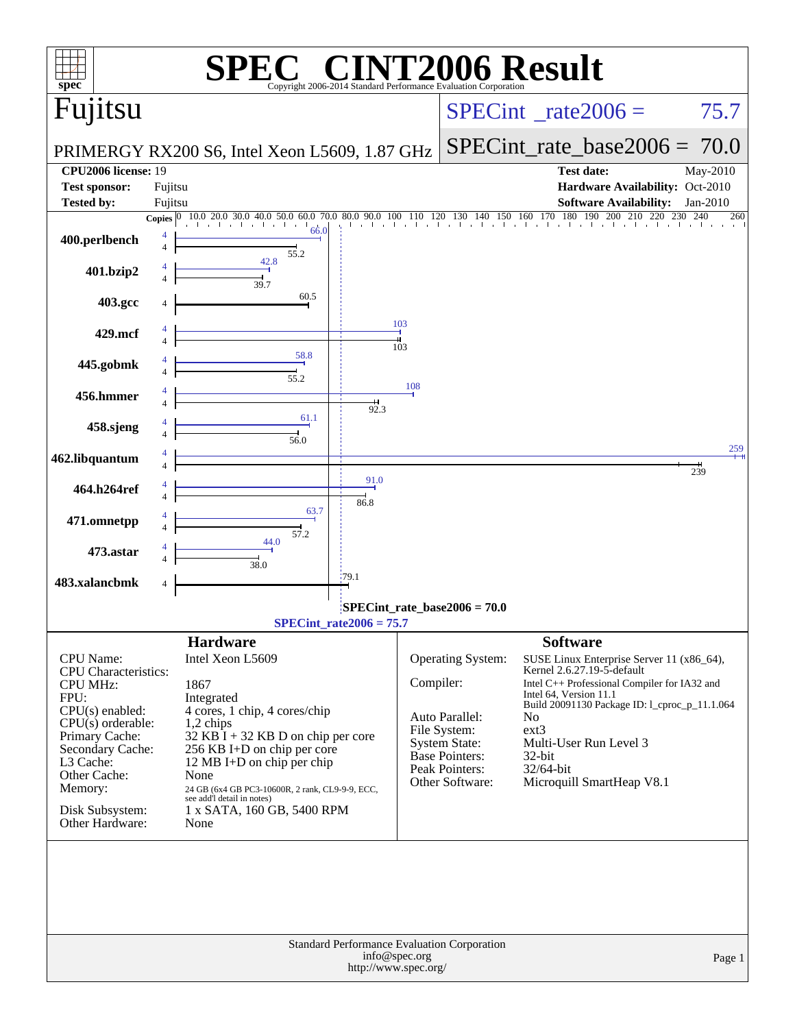# SPEC CINT2006 Result

Copyright 2006-2014 Standard Performance Evaluation Corporation

## Fujitsu

PRIMERGY RX200 S6, Intel Xeon L5609, 1.87 GHz

SPECint_rate2006 = 75.7

SPECint_rate_base2006 = 70.0

| | | | |
|---|---|---|---|
| **CPU2006 license:** 19 | | **Test date:** | May-2010 |
| **Test sponsor:** | Fujitsu | **Hardware Availability:** | Oct-2010 |
| **Tested by:** | Fujitsu | **Software Availability:** | Jan-2010 |

| Benchmark | Copies | Peak | Base |
|---|---|---|---|
| 400.perlbench | 4 | 66.0 | 55.2 |
| 401.bzip2 | 4 | 42.8 | 39.7 |
| 403.gcc | 4 | | 60.5 |
| 429.mcf | 4 | 103 | 103 |
| 445.gobmk | 4 | 58.8 | 55.2 |
| 456.hmmer | 4 | 108 | 92.3 |
| 458.sjeng | 4 | 61.1 | 56.0 |
| 462.libquantum | 4 | 259 | 239 |
| 464.h264ref | 4 | 91.0 | 86.8 |
| 471.omnetpp | 4 | 63.7 | 57.2 |
| 473.astar | 4 | 44.0 | 38.0 |
| 483.xalancbmk | 4 | | 79.1 |

SPECint_rate_base2006 = 70.0

SPECint_rate2006 = 75.7

## Hardware

| | |
|---|---|
| CPU Name: | Intel Xeon L5609 |
| CPU Characteristics: | |
| CPU MHz: | 1867 |
| FPU: | Integrated |
| CPU(s) enabled: | 4 cores, 1 chip, 4 cores/chip |
| CPU(s) orderable: | 1,2 chips |
| Primary Cache: | 32 KB I + 32 KB D on chip per core |
| Secondary Cache: | 256 KB I+D on chip per core |
| L3 Cache: | 12 MB I+D on chip per chip |
| Other Cache: | None |
| Memory: | 24 GB (6x4 GB PC3-10600R, 2 rank, CL9-9-9, ECC, see add'l detail in notes) |
| Disk Subsystem: | 1 x SATA, 160 GB, 5400 RPM |
| Other Hardware: | None |

## Software

| | |
|---|---|
| Operating System: | SUSE Linux Enterprise Server 11 (x86_64), Kernel 2.6.27.19-5-default |
| Compiler: | Intel C++ Professional Compiler for IA32 and Intel 64, Version 11.1 Build 20091130 Package ID: l_cproc_p_11.1.064 |
| Auto Parallel: | No |
| File System: | ext3 |
| System State: | Multi-User Run Level 3 |
| Base Pointers: | 32-bit |
| Peak Pointers: | 32/64-bit |
| Other Software: | Microquill SmartHeap V8.1 |

Standard Performance Evaluation Corporation
info@spec.org
http://www.spec.org/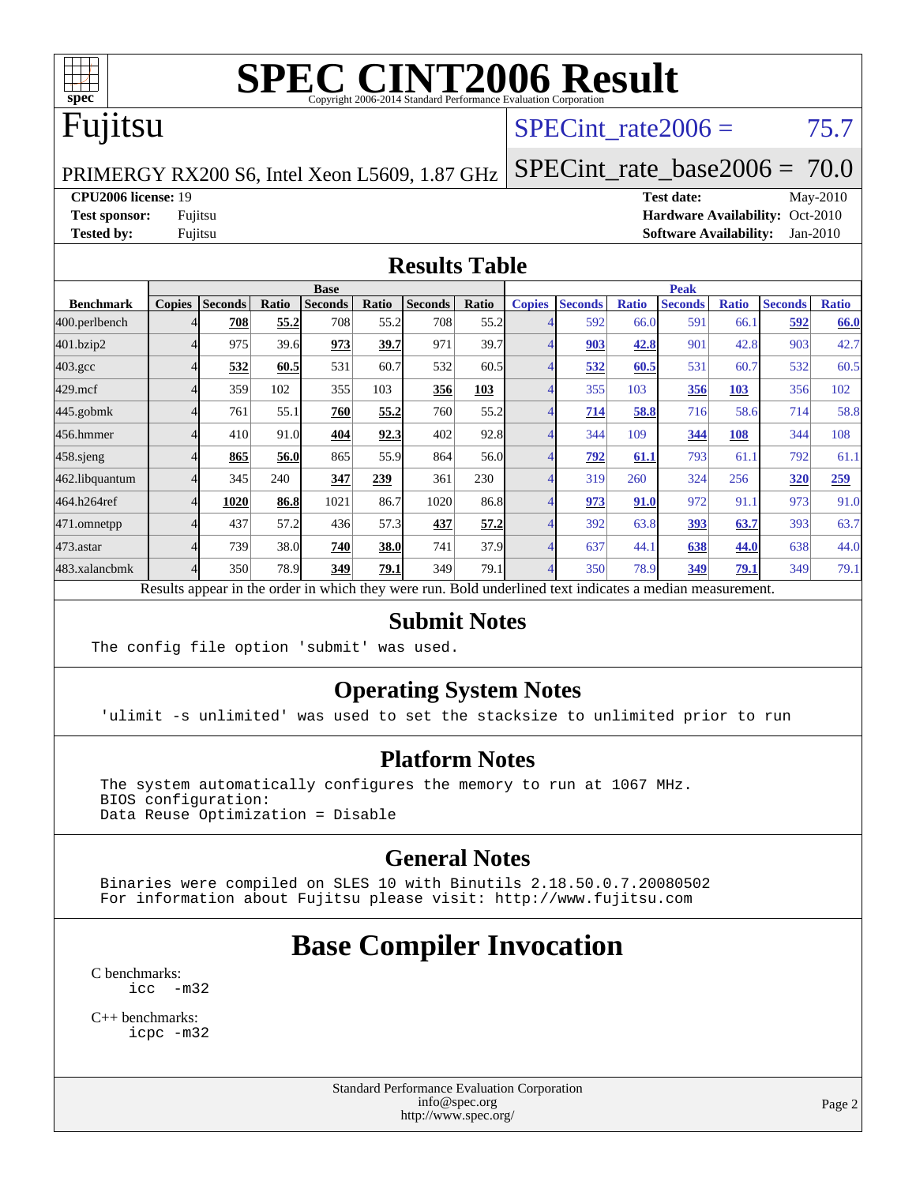# SPEC CINT2006 Result

Copyright 2006-2014 Standard Performance Evaluation Corporation

# Fujitsu

PRIMERGY RX200 S6, Intel Xeon L5609, 1.87 GHz

SPECint_rate2006 = 75.7

SPECint_rate_base2006 = 70.0

**CPU2006 license:** 19
**Test sponsor:** Fujitsu
**Tested by:** Fujitsu

**Test date:** May-2010
**Hardware Availability:** Oct-2010
**Software Availability:** Jan-2010

## Results Table

| Benchmark | Base | | | | | | | Peak | | | | | | |
|---|---|---|---|---|---|---|---|---|---|---|---|---|---|---|
| | Copies | Seconds | Ratio | Seconds | Ratio | Seconds | Ratio | Copies | Seconds | Ratio | Seconds | Ratio | Seconds | Ratio |
| 400.perlbench | 4 | **708** | **55.2** | 708 | 55.2 | 708 | 55.2 | 4 | 592 | 66.0 | 591 | 66.1 | **592** | **66.0** |
| 401.bzip2 | 4 | 975 | 39.6 | **973** | **39.7** | 971 | 39.7 | 4 | **903** | **42.8** | 901 | 42.8 | 903 | 42.7 |
| 403.gcc | 4 | **532** | **60.5** | 531 | 60.7 | 532 | 60.5 | 4 | **532** | **60.5** | 531 | 60.7 | 532 | 60.5 |
| 429.mcf | 4 | 359 | 102 | 355 | 103 | **356** | **103** | 4 | 355 | 103 | **356** | **103** | 356 | 102 |
| 445.gobmk | 4 | 761 | 55.1 | **760** | **55.2** | 760 | 55.2 | 4 | **714** | **58.8** | 716 | 58.6 | 714 | 58.8 |
| 456.hmmer | 4 | 410 | 91.0 | **404** | **92.3** | 402 | 92.8 | 4 | 344 | 109 | **344** | **108** | 344 | 108 |
| 458.sjeng | 4 | **865** | **56.0** | 865 | 55.9 | 864 | 56.0 | 4 | **792** | **61.1** | 793 | 61.1 | 792 | 61.1 |
| 462.libquantum | 4 | 345 | 240 | **347** | **239** | 361 | 230 | 4 | 319 | 260 | 324 | 256 | **320** | **259** |
| 464.h264ref | 4 | **1020** | **86.8** | 1021 | 86.7 | 1020 | 86.8 | 4 | **973** | **91.0** | 972 | 91.1 | 973 | 91.0 |
| 471.omnetpp | 4 | 437 | 57.2 | 436 | 57.3 | **437** | **57.2** | 4 | 392 | 63.8 | **393** | **63.7** | 393 | 63.7 |
| 473.astar | 4 | 739 | 38.0 | **740** | **38.0** | 741 | 37.9 | 4 | 637 | 44.1 | **638** | **44.0** | 638 | 44.0 |
| 483.xalancbmk | 4 | 350 | 78.9 | **349** | **79.1** | 349 | 79.1 | 4 | 350 | 78.9 | **349** | **79.1** | 349 | 79.1 |

Results appear in the order in which they were run. Bold underlined text indicates a median measurement.

## Submit Notes

```
The config file option 'submit' was used.
```

## Operating System Notes

```
'ulimit -s unlimited' was used to set the stacksize to unlimited prior to run
```

## Platform Notes

```
The system automatically configures the memory to run at 1067 MHz.
BIOS configuration:
Data Reuse Optimization = Disable
```

## General Notes

```
Binaries were compiled on SLES 10 with Binutils 2.18.50.0.7.20080502
For information about Fujitsu please visit: http://www.fujitsu.com
```

# Base Compiler Invocation

C benchmarks:
```
icc  -m32
```

C++ benchmarks:
```
icpc -m32
```

Standard Performance Evaluation Corporation
info@spec.org
http://www.spec.org/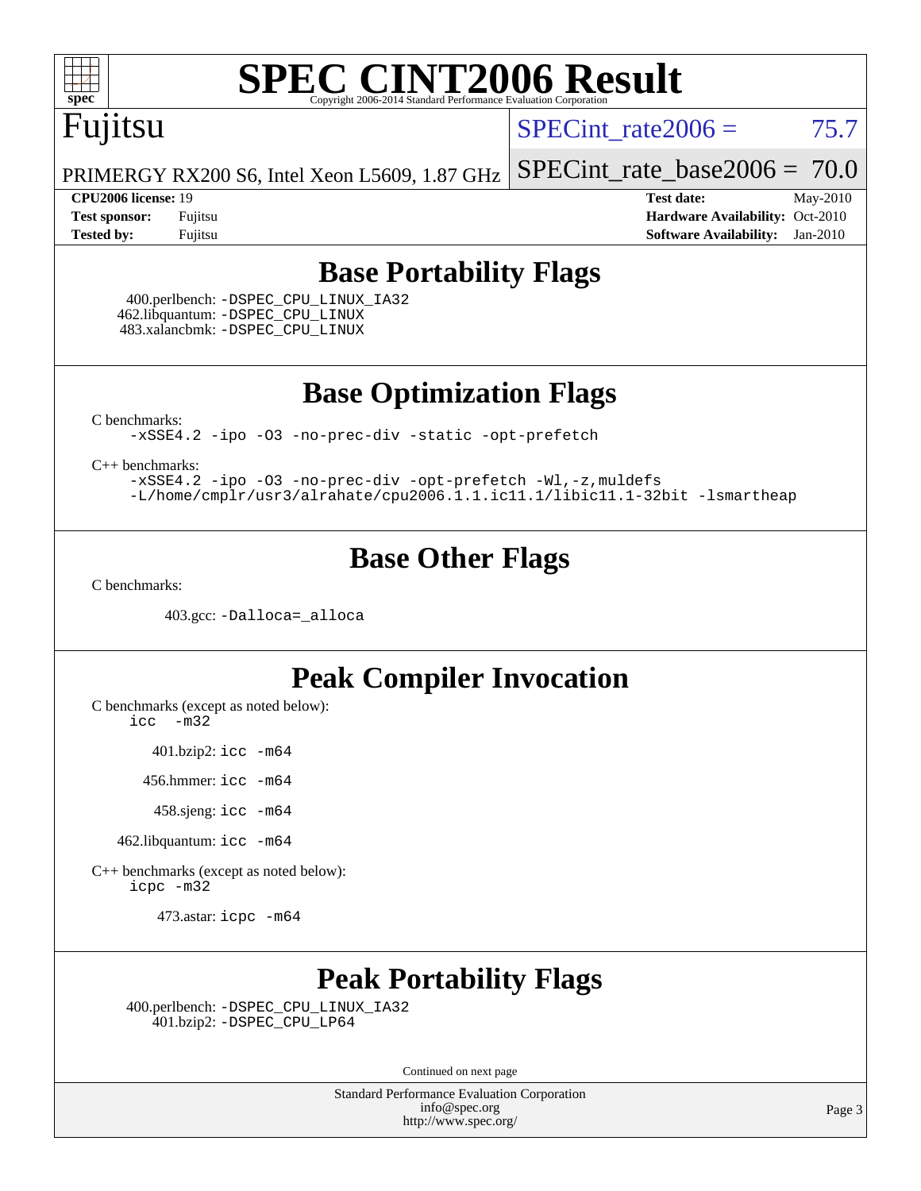# SPEC CINT2006 Result

Copyright 2006-2014 Standard Performance Evaluation Corporation

## Fujitsu

PRIMERGY RX200 S6, Intel Xeon L5609, 1.87 GHz

SPECint_rate2006 = 75.7

SPECint_rate_base2006 = 70.0

**CPU2006 license:** 19
**Test sponsor:** Fujitsu
**Tested by:** Fujitsu

**Test date:** May-2010
**Hardware Availability:** Oct-2010
**Software Availability:** Jan-2010

## Base Portability Flags

400.perlbench: -DSPEC_CPU_LINUX_IA32
462.libquantum: -DSPEC_CPU_LINUX
483.xalancbmk: -DSPEC_CPU_LINUX

## Base Optimization Flags

C benchmarks:
-xSSE4.2 -ipo -O3 -no-prec-div -static -opt-prefetch

C++ benchmarks:
-xSSE4.2 -ipo -O3 -no-prec-div -opt-prefetch -Wl,-z,muldefs
-L/home/cmplr/usr3/alrahate/cpu2006.1.1.ic11.1/libic11.1-32bit -lsmartheap

## Base Other Flags

C benchmarks:

403.gcc: -Dalloca=_alloca

## Peak Compiler Invocation

C benchmarks (except as noted below):
icc -m32

401.bzip2: icc -m64

456.hmmer: icc -m64

458.sjeng: icc -m64

462.libquantum: icc -m64

C++ benchmarks (except as noted below):
icpc -m32

473.astar: icpc -m64

## Peak Portability Flags

400.perlbench: -DSPEC_CPU_LINUX_IA32
401.bzip2: -DSPEC_CPU_LP64

Continued on next page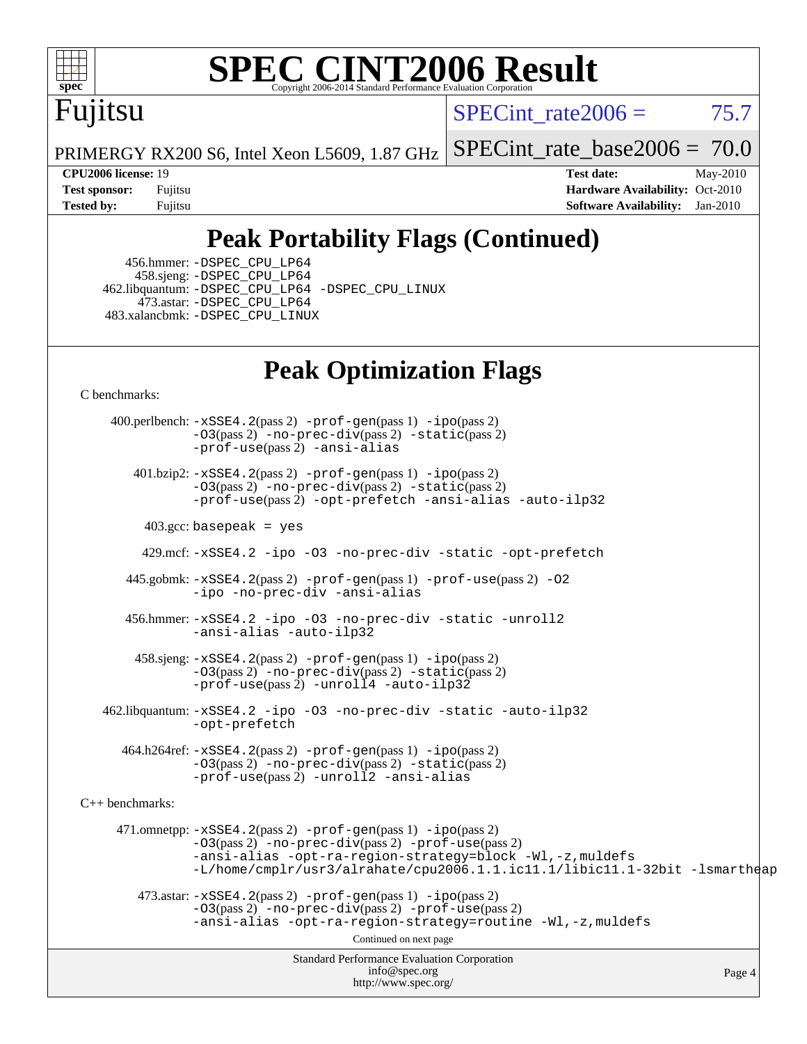# SPEC CINT2006 Result

Copyright 2006-2014 Standard Performance Evaluation Corporation

## Fujitsu

PRIMERGY RX200 S6, Intel Xeon L5609, 1.87 GHz

SPECint_rate2006 = 75.7

SPECint_rate_base2006 = 70.0

| | | | |
|---|---|---|---|
| **CPU2006 license:** | 19 | **Test date:** | May-2010 |
| **Test sponsor:** | Fujitsu | **Hardware Availability:** | Oct-2010 |
| **Tested by:** | Fujitsu | **Software Availability:** | Jan-2010 |

## Peak Portability Flags (Continued)

456.hmmer: -DSPEC_CPU_LP64
458.sjeng: -DSPEC_CPU_LP64
462.libquantum: -DSPEC_CPU_LP64 -DSPEC_CPU_LINUX
473.astar: -DSPEC_CPU_LP64
483.xalancbmk: -DSPEC_CPU_LINUX

## Peak Optimization Flags

C benchmarks:

400.perlbench: -xSSE4.2(pass 2) -prof-gen(pass 1) -ipo(pass 2) -O3(pass 2) -no-prec-div(pass 2) -static(pass 2) -prof-use(pass 2) -ansi-alias

401.bzip2: -xSSE4.2(pass 2) -prof-gen(pass 1) -ipo(pass 2) -O3(pass 2) -no-prec-div(pass 2) -static(pass 2) -prof-use(pass 2) -opt-prefetch -ansi-alias -auto-ilp32

403.gcc: basepeak = yes

429.mcf: -xSSE4.2 -ipo -O3 -no-prec-div -static -opt-prefetch

445.gobmk: -xSSE4.2(pass 2) -prof-gen(pass 1) -prof-use(pass 2) -O2 -ipo -no-prec-div -ansi-alias

456.hmmer: -xSSE4.2 -ipo -O3 -no-prec-div -static -unroll2 -ansi-alias -auto-ilp32

458.sjeng: -xSSE4.2(pass 2) -prof-gen(pass 1) -ipo(pass 2) -O3(pass 2) -no-prec-div(pass 2) -static(pass 2) -prof-use(pass 2) -unroll4 -auto-ilp32

462.libquantum: -xSSE4.2 -ipo -O3 -no-prec-div -static -auto-ilp32 -opt-prefetch

464.h264ref: -xSSE4.2(pass 2) -prof-gen(pass 1) -ipo(pass 2) -O3(pass 2) -no-prec-div(pass 2) -static(pass 2) -prof-use(pass 2) -unroll2 -ansi-alias

C++ benchmarks:

471.omnetpp: -xSSE4.2(pass 2) -prof-gen(pass 1) -ipo(pass 2) -O3(pass 2) -no-prec-div(pass 2) -prof-use(pass 2) -ansi-alias -opt-ra-region-strategy=block -Wl,-z,muldefs -L/home/cmplr/usr3/alrahate/cpu2006.1.1.ic11.1/libic11.1-32bit -lsmartheap

473.astar: -xSSE4.2(pass 2) -prof-gen(pass 1) -ipo(pass 2) -O3(pass 2) -no-prec-div(pass 2) -prof-use(pass 2) -ansi-alias -opt-ra-region-strategy=routine -Wl,-z,muldefs

Continued on next page

Standard Performance Evaluation Corporation
info@spec.org
http://www.spec.org/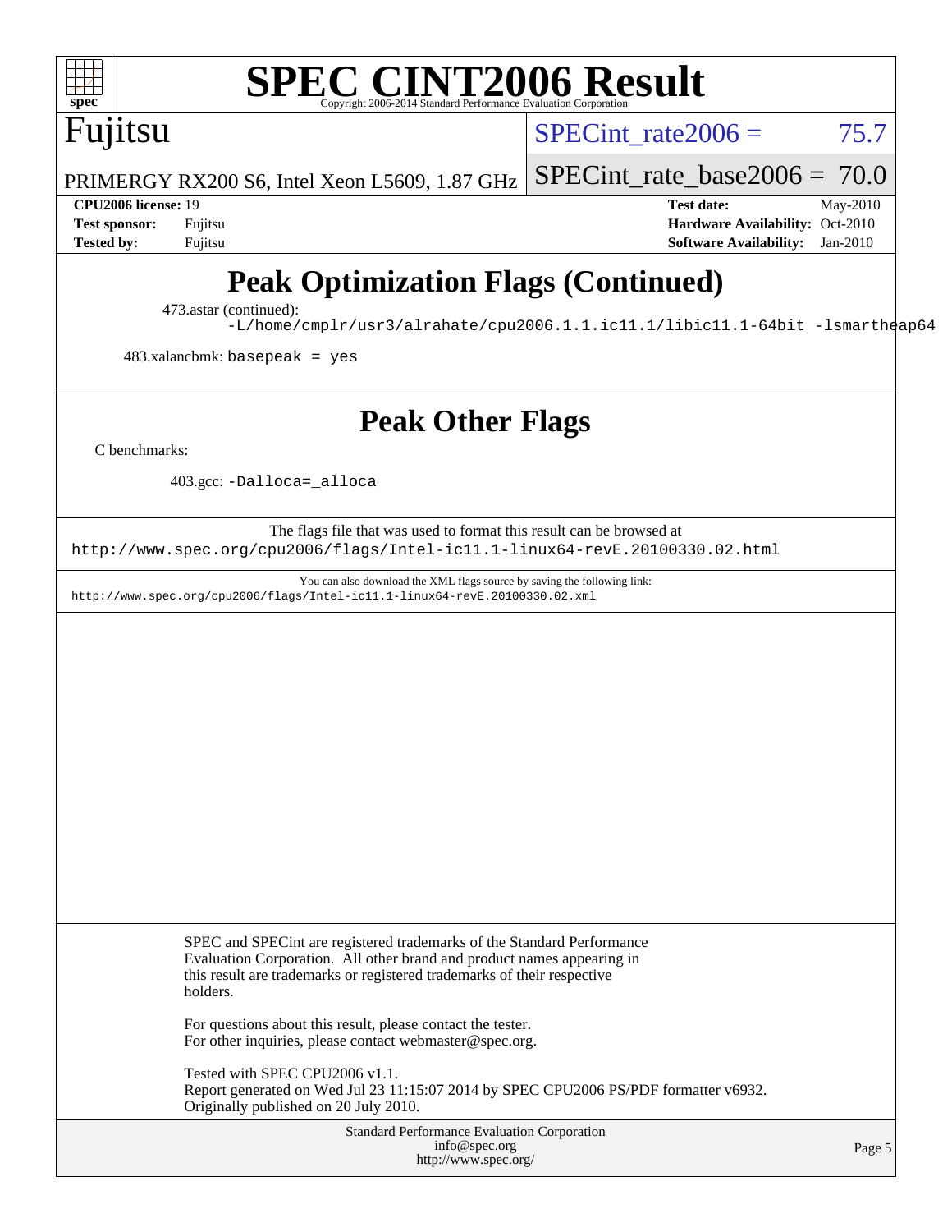# SPEC CINT2006 Result

Fujitsu

PRIMERGY RX200 S6, Intel Xeon L5609, 1.87 GHz

SPECint_rate2006 = 75.7

SPECint_rate_base2006 = 70.0

**CPU2006 license:** 19

**Test sponsor:** Fujitsu

**Tested by:** Fujitsu

**Test date:** May-2010

**Hardware Availability:** Oct-2010

**Software Availability:** Jan-2010

## Peak Optimization Flags (Continued)

473.astar (continued):
`-L/home/cmplr/usr3/alrahate/cpu2006.1.1.ic11.1/libic11.1-64bit -lsmartheap64`

483.xalancbmk: `basepeak = yes`

## Peak Other Flags

C benchmarks:

403.gcc: `-Dalloca=_alloca`

The flags file that was used to format this result can be browsed at
`http://www.spec.org/cpu2006/flags/Intel-ic11.1-linux64-revE.20100330.02.html`

You can also download the XML flags source by saving the following link:
`http://www.spec.org/cpu2006/flags/Intel-ic11.1-linux64-revE.20100330.02.xml`

SPEC and SPECint are registered trademarks of the Standard Performance Evaluation Corporation. All other brand and product names appearing in this result are trademarks or registered trademarks of their respective holders.

For questions about this result, please contact the tester.
For other inquiries, please contact webmaster@spec.org.

Tested with SPEC CPU2006 v1.1.
Report generated on Wed Jul 23 11:15:07 2014 by SPEC CPU2006 PS/PDF formatter v6932.
Originally published on 20 July 2010.